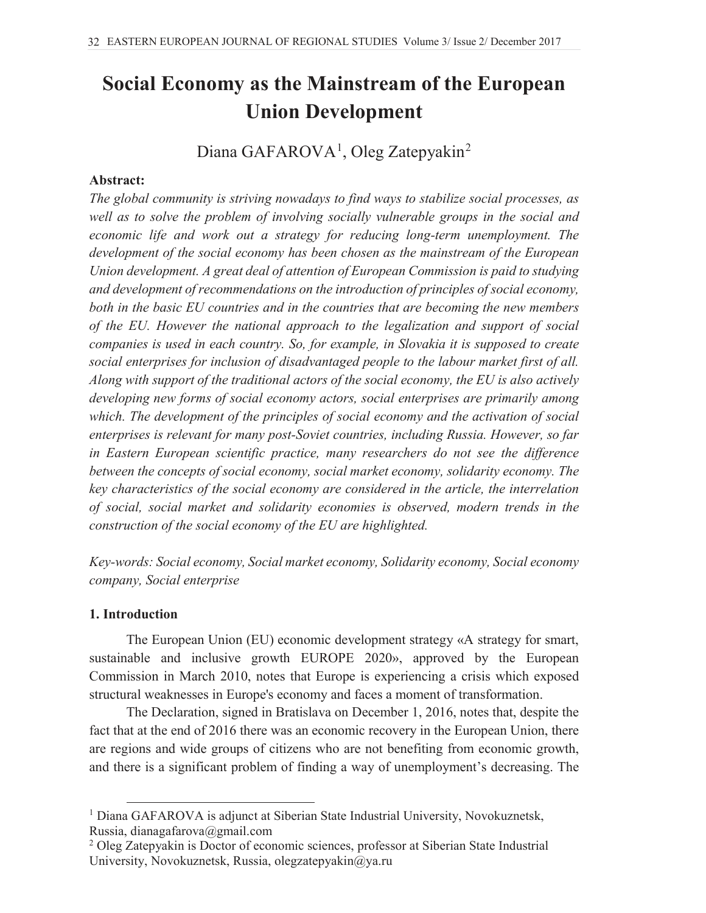# Social Economy as the Mainstream of the European Union Development

Diana GAFAROVA[1], Oleg Zatepyakin[2]

**Abstract:**

*The global community is striving nowadays to find ways to stabilize social processes, as well as to solve the problem of involving socially vulnerable groups in the social and economic life and work out a strategy for reducing long-term unemployment. The development of the social economy has been chosen as the mainstream of the European Union development. A great deal of attention of European Commission is paid to studying and development of recommendations on the introduction of principles of social economy, both in the basic EU countries and in the countries that are becoming the new members of the EU. However the national approach to the legalization and support of social companies is used in each country. So, for example, in Slovakia it is supposed to create social enterprises for inclusion of disadvantaged people to the labour market first of all. Along with support of the traditional actors of the social economy, the EU is also actively developing new forms of social economy actors, social enterprises are primarily among which. The development of the principles of social economy and the activation of social enterprises is relevant for many post-Soviet countries, including Russia. However, so far in Eastern European scientific practice, many researchers do not see the difference between the concepts of social economy, social market economy, solidarity economy. The key characteristics of the social economy are considered in the article, the interrelation of social, social market and solidarity economies is observed, modern trends in the construction of the social economy of the EU are highlighted.*

*Key-words: Social economy, Social market economy, Solidarity economy, Social economy company, Social enterprise*

## 1. Introduction

The European Union (EU) economic development strategy «A strategy for smart, sustainable and inclusive growth EUROPE 2020», approved by the European Commission in March 2010, notes that Europe is experiencing a crisis which exposed structural weaknesses in Europe's economy and faces a moment of transformation.

The Declaration, signed in Bratislava on December 1, 2016, notes that, despite the fact that at the end of 2016 there was an economic recovery in the European Union, there are regions and wide groups of citizens who are not benefiting from economic growth, and there is a significant problem of finding a way of unemployment's decreasing. The

---

[1] Diana GAFAROVA is adjunct at Siberian State Industrial University, Novokuznetsk, Russia, dianagafarova@gmail.com

[2] Oleg Zatepyakin is Doctor of economic sciences, professor at Siberian State Industrial University, Novokuznetsk, Russia, olegzatepyakin@ya.ru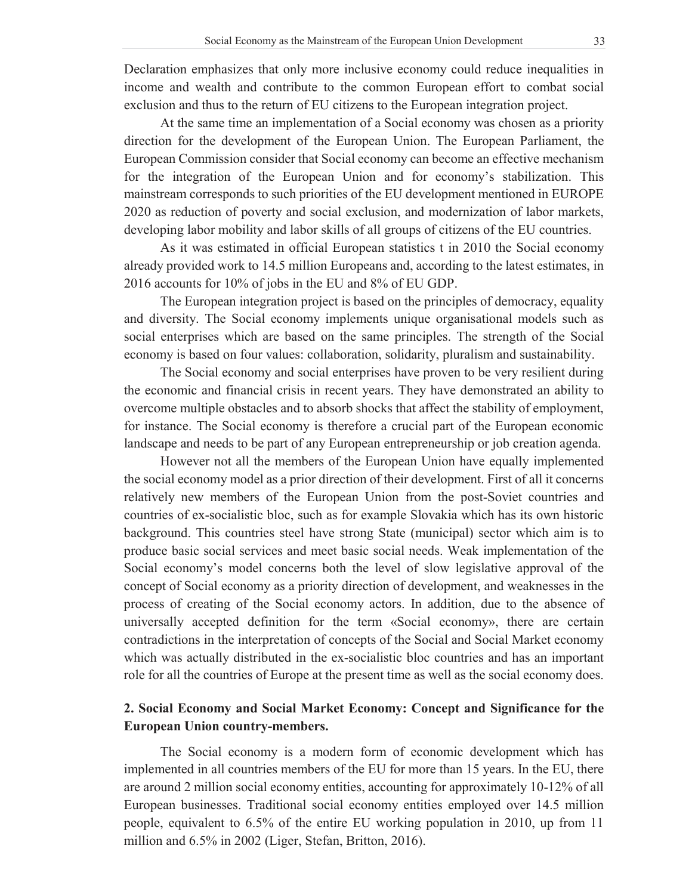Declaration emphasizes that only more inclusive economy could reduce inequalities in income and wealth and contribute to the common European effort to combat social exclusion and thus to the return of EU citizens to the European integration project.

At the same time an implementation of a Social economy was chosen as a priority direction for the development of the European Union. The European Parliament, the European Commission consider that Social economy can become an effective mechanism for the integration of the European Union and for economy's stabilization. This mainstream corresponds to such priorities of the EU development mentioned in EUROPE 2020 as reduction of poverty and social exclusion, and modernization of labor markets, developing labor mobility and labor skills of all groups of citizens of the EU countries.

As it was estimated in official European statistics t in 2010 the Social economy already provided work to 14.5 million Europeans and, according to the latest estimates, in 2016 accounts for 10% of jobs in the EU and 8% of EU GDP.

The European integration project is based on the principles of democracy, equality and diversity. The Social economy implements unique organisational models such as social enterprises which are based on the same principles. The strength of the Social economy is based on four values: collaboration, solidarity, pluralism and sustainability.

The Social economy and social enterprises have proven to be very resilient during the economic and financial crisis in recent years. They have demonstrated an ability to overcome multiple obstacles and to absorb shocks that affect the stability of employment, for instance. The Social economy is therefore a crucial part of the European economic landscape and needs to be part of any European entrepreneurship or job creation agenda.

However not all the members of the European Union have equally implemented the social economy model as a prior direction of their development. First of all it concerns relatively new members of the European Union from the post-Soviet countries and countries of ex-socialistic bloc, such as for example Slovakia which has its own historic background. This countries steel have strong State (municipal) sector which aim is to produce basic social services and meet basic social needs. Weak implementation of the Social economy's model concerns both the level of slow legislative approval of the concept of Social economy as a priority direction of development, and weaknesses in the process of creating of the Social economy actors. In addition, due to the absence of universally accepted definition for the term «Social economy», there are certain contradictions in the interpretation of concepts of the Social and Social Market economy which was actually distributed in the ex-socialistic bloc countries and has an important role for all the countries of Europe at the present time as well as the social economy does.

## 2. Social Economy and Social Market Economy: Concept and Significance for the European Union country-members.

The Social economy is a modern form of economic development which has implemented in all countries members of the EU for more than 15 years. In the EU, there are around 2 million social economy entities, accounting for approximately 10-12% of all European businesses. Traditional social economy entities employed over 14.5 million people, equivalent to 6.5% of the entire EU working population in 2010, up from 11 million and 6.5% in 2002 (Liger, Stefan, Britton, 2016).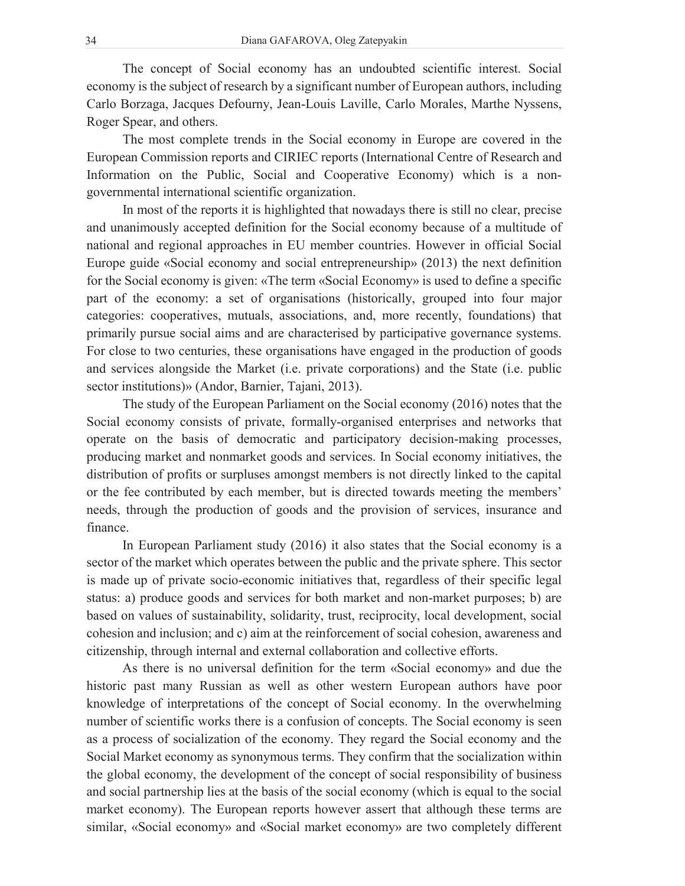The concept of Social economy has an undoubted scientific interest. Social economy is the subject of research by a significant number of European authors, including Carlo Borzaga, Jacques Defourny, Jean-Louis Laville, Carlo Morales, Marthe Nyssens, Roger Spear, and others.

The most complete trends in the Social economy in Europe are covered in the European Commission reports and CIRIEC reports (International Centre of Research and Information on the Public, Social and Cooperative Economy) which is a non-governmental international scientific organization.

In most of the reports it is highlighted that nowadays there is still no clear, precise and unanimously accepted definition for the Social economy because of a multitude of national and regional approaches in EU member countries. However in official Social Europe guide «Social economy and social entrepreneurship» (2013) the next definition for the Social economy is given: «The term «Social Economy» is used to define a specific part of the economy: a set of organisations (historically, grouped into four major categories: cooperatives, mutuals, associations, and, more recently, foundations) that primarily pursue social aims and are characterised by participative governance systems. For close to two centuries, these organisations have engaged in the production of goods and services alongside the Market (i.e. private corporations) and the State (i.e. public sector institutions)» (Andor, Barnier, Tajani, 2013).

The study of the European Parliament on the Social economy (2016) notes that the Social economy consists of private, formally-organised enterprises and networks that operate on the basis of democratic and participatory decision-making processes, producing market and nonmarket goods and services. In Social economy initiatives, the distribution of profits or surpluses amongst members is not directly linked to the capital or the fee contributed by each member, but is directed towards meeting the members' needs, through the production of goods and the provision of services, insurance and finance.

In European Parliament study (2016) it also states that the Social economy is a sector of the market which operates between the public and the private sphere. This sector is made up of private socio-economic initiatives that, regardless of their specific legal status: a) produce goods and services for both market and non-market purposes; b) are based on values of sustainability, solidarity, trust, reciprocity, local development, social cohesion and inclusion; and c) aim at the reinforcement of social cohesion, awareness and citizenship, through internal and external collaboration and collective efforts.

As there is no universal definition for the term «Social economy» and due the historic past many Russian as well as other western European authors have poor knowledge of interpretations of the concept of Social economy. In the overwhelming number of scientific works there is a confusion of concepts. The Social economy is seen as a process of socialization of the economy. They regard the Social economy and the Social Market economy as synonymous terms. They confirm that the socialization within the global economy, the development of the concept of social responsibility of business and social partnership lies at the basis of the social economy (which is equal to the social market economy). The European reports however assert that although these terms are similar, «Social economy» and «Social market economy» are two completely different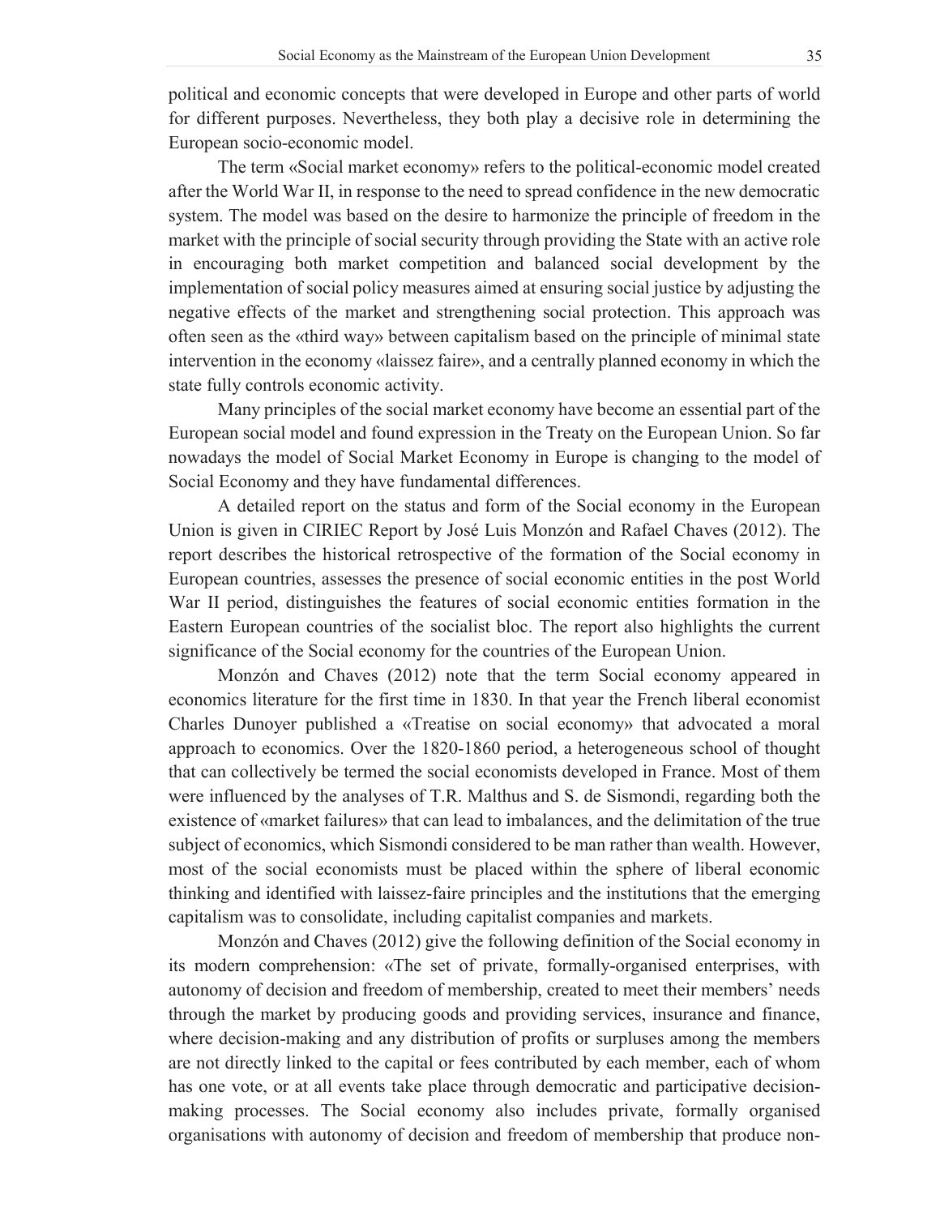political and economic concepts that were developed in Europe and other parts of world for different purposes. Nevertheless, they both play a decisive role in determining the European socio-economic model.

The term «Social market economy» refers to the political-economic model created after the World War II, in response to the need to spread confidence in the new democratic system. The model was based on the desire to harmonize the principle of freedom in the market with the principle of social security through providing the State with an active role in encouraging both market competition and balanced social development by the implementation of social policy measures aimed at ensuring social justice by adjusting the negative effects of the market and strengthening social protection. This approach was often seen as the «third way» between capitalism based on the principle of minimal state intervention in the economy «laissez faire», and a centrally planned economy in which the state fully controls economic activity.

Many principles of the social market economy have become an essential part of the European social model and found expression in the Treaty on the European Union. So far nowadays the model of Social Market Economy in Europe is changing to the model of Social Economy and they have fundamental differences.

A detailed report on the status and form of the Social economy in the European Union is given in CIRIEC Report by José Luis Monzón and Rafael Chaves (2012). The report describes the historical retrospective of the formation of the Social economy in European countries, assesses the presence of social economic entities in the post World War II period, distinguishes the features of social economic entities formation in the Eastern European countries of the socialist bloc. The report also highlights the current significance of the Social economy for the countries of the European Union.

Monzón and Chaves (2012) note that the term Social economy appeared in economics literature for the first time in 1830. In that year the French liberal economist Charles Dunoyer published a «Treatise on social economy» that advocated a moral approach to economics. Over the 1820-1860 period, a heterogeneous school of thought that can collectively be termed the social economists developed in France. Most of them were influenced by the analyses of T.R. Malthus and S. de Sismondi, regarding both the existence of «market failures» that can lead to imbalances, and the delimitation of the true subject of economics, which Sismondi considered to be man rather than wealth. However, most of the social economists must be placed within the sphere of liberal economic thinking and identified with laissez-faire principles and the institutions that the emerging capitalism was to consolidate, including capitalist companies and markets.

Monzón and Chaves (2012) give the following definition of the Social economy in its modern comprehension: «The set of private, formally-organised enterprises, with autonomy of decision and freedom of membership, created to meet their members' needs through the market by producing goods and providing services, insurance and finance, where decision-making and any distribution of profits or surpluses among the members are not directly linked to the capital or fees contributed by each member, each of whom has one vote, or at all events take place through democratic and participative decision-making processes. The Social economy also includes private, formally organised organisations with autonomy of decision and freedom of membership that produce non-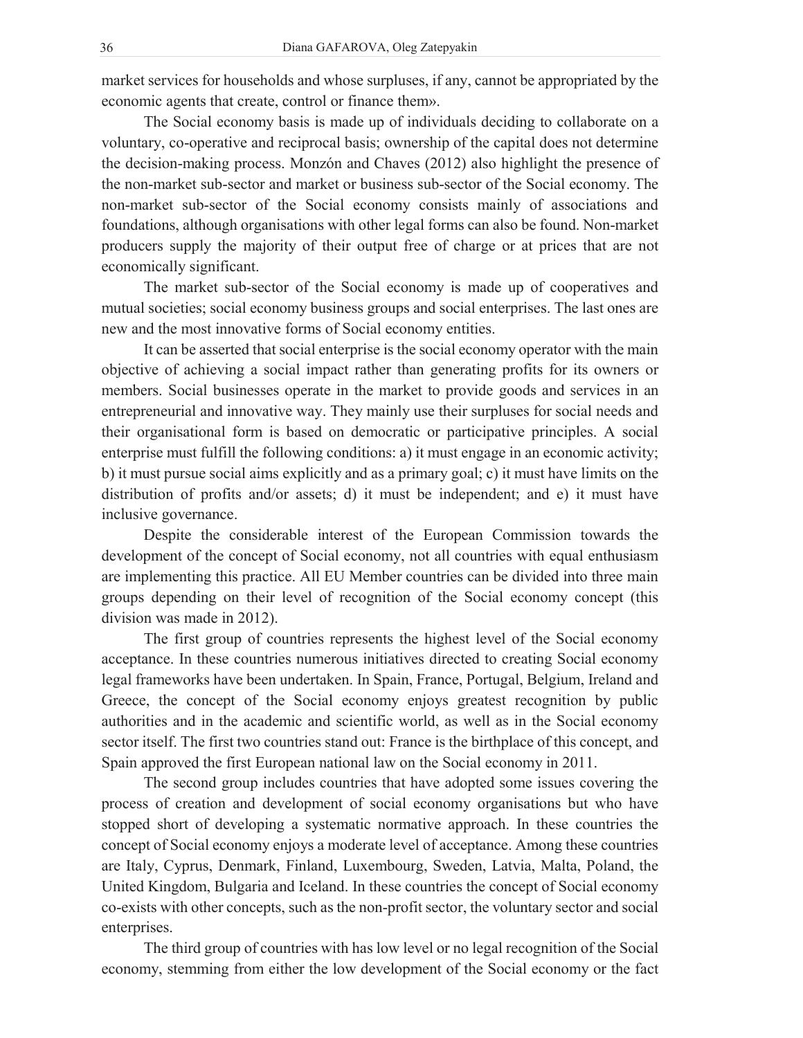market services for households and whose surpluses, if any, cannot be appropriated by the economic agents that create, control or finance them».

The Social economy basis is made up of individuals deciding to collaborate on a voluntary, co-operative and reciprocal basis; ownership of the capital does not determine the decision-making process. Monzón and Chaves (2012) also highlight the presence of the non-market sub-sector and market or business sub-sector of the Social economy. The non-market sub-sector of the Social economy consists mainly of associations and foundations, although organisations with other legal forms can also be found. Non-market producers supply the majority of their output free of charge or at prices that are not economically significant.

The market sub-sector of the Social economy is made up of cooperatives and mutual societies; social economy business groups and social enterprises. The last ones are new and the most innovative forms of Social economy entities.

It can be asserted that social enterprise is the social economy operator with the main objective of achieving a social impact rather than generating profits for its owners or members. Social businesses operate in the market to provide goods and services in an entrepreneurial and innovative way. They mainly use their surpluses for social needs and their organisational form is based on democratic or participative principles. A social enterprise must fulfill the following conditions: a) it must engage in an economic activity; b) it must pursue social aims explicitly and as a primary goal; c) it must have limits on the distribution of profits and/or assets; d) it must be independent; and e) it must have inclusive governance.

Despite the considerable interest of the European Commission towards the development of the concept of Social economy, not all countries with equal enthusiasm are implementing this practice. All EU Member countries can be divided into three main groups depending on their level of recognition of the Social economy concept (this division was made in 2012).

The first group of countries represents the highest level of the Social economy acceptance. In these countries numerous initiatives directed to creating Social economy legal frameworks have been undertaken. In Spain, France, Portugal, Belgium, Ireland and Greece, the concept of the Social economy enjoys greatest recognition by public authorities and in the academic and scientific world, as well as in the Social economy sector itself. The first two countries stand out: France is the birthplace of this concept, and Spain approved the first European national law on the Social economy in 2011.

The second group includes countries that have adopted some issues covering the process of creation and development of social economy organisations but who have stopped short of developing a systematic normative approach. In these countries the concept of Social economy enjoys a moderate level of acceptance. Among these countries are Italy, Cyprus, Denmark, Finland, Luxembourg, Sweden, Latvia, Malta, Poland, the United Kingdom, Bulgaria and Iceland. In these countries the concept of Social economy co-exists with other concepts, such as the non-profit sector, the voluntary sector and social enterprises.

The third group of countries with has low level or no legal recognition of the Social economy, stemming from either the low development of the Social economy or the fact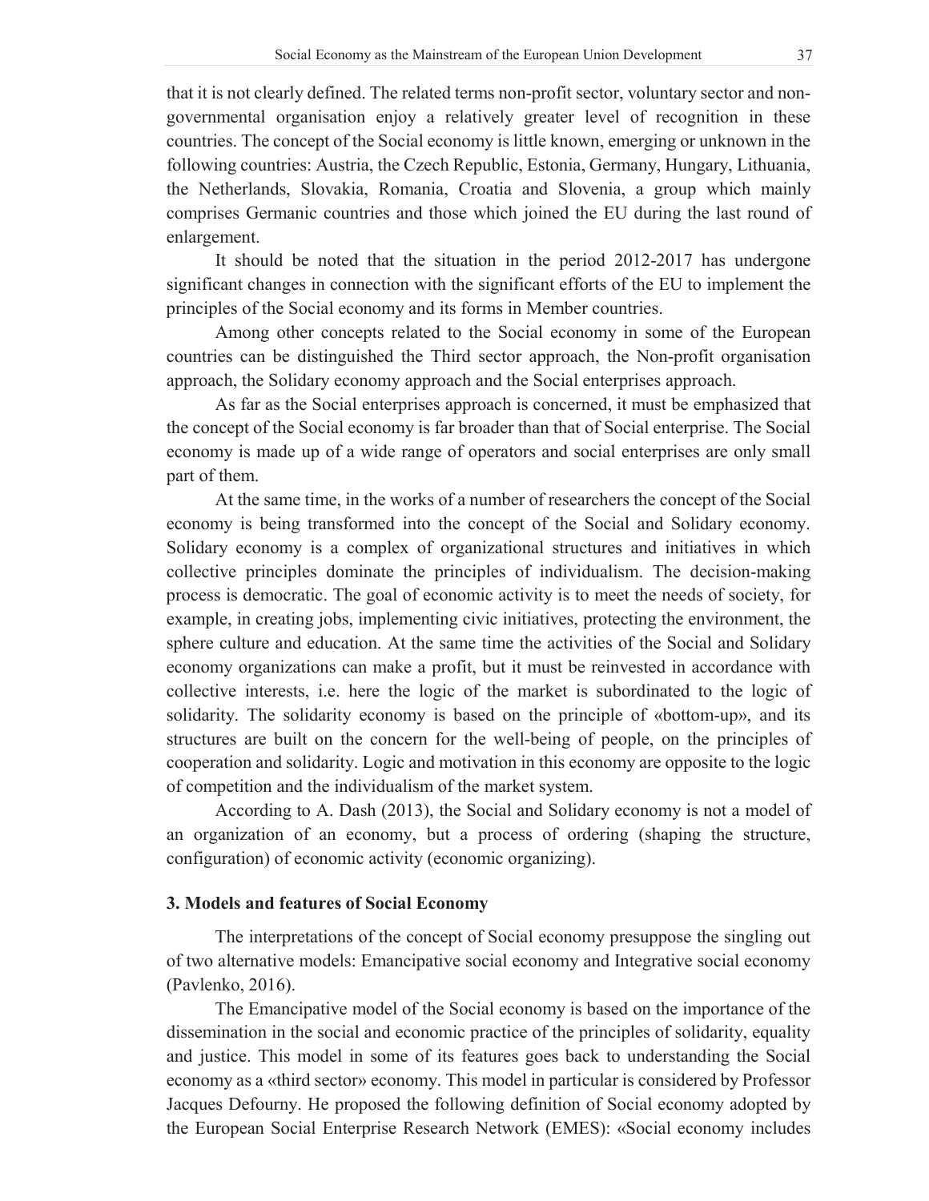that it is not clearly defined. The related terms non-profit sector, voluntary sector and non-governmental organisation enjoy a relatively greater level of recognition in these countries. The concept of the Social economy is little known, emerging or unknown in the following countries: Austria, the Czech Republic, Estonia, Germany, Hungary, Lithuania, the Netherlands, Slovakia, Romania, Croatia and Slovenia, a group which mainly comprises Germanic countries and those which joined the EU during the last round of enlargement.

It should be noted that the situation in the period 2012-2017 has undergone significant changes in connection with the significant efforts of the EU to implement the principles of the Social economy and its forms in Member countries.

Among other concepts related to the Social economy in some of the European countries can be distinguished the Third sector approach, the Non-profit organisation approach, the Solidary economy approach and the Social enterprises approach.

As far as the Social enterprises approach is concerned, it must be emphasized that the concept of the Social economy is far broader than that of Social enterprise. The Social economy is made up of a wide range of operators and social enterprises are only small part of them.

At the same time, in the works of a number of researchers the concept of the Social economy is being transformed into the concept of the Social and Solidary economy. Solidary economy is a complex of organizational structures and initiatives in which collective principles dominate the principles of individualism. The decision-making process is democratic. The goal of economic activity is to meet the needs of society, for example, in creating jobs, implementing civic initiatives, protecting the environment, the sphere culture and education. At the same time the activities of the Social and Solidary economy organizations can make a profit, but it must be reinvested in accordance with collective interests, i.e. here the logic of the market is subordinated to the logic of solidarity. The solidarity economy is based on the principle of «bottom-up», and its structures are built on the concern for the well-being of people, on the principles of cooperation and solidarity. Logic and motivation in this economy are opposite to the logic of competition and the individualism of the market system.

According to A. Dash (2013), the Social and Solidary economy is not a model of an organization of an economy, but a process of ordering (shaping the structure, configuration) of economic activity (economic organizing).

### 3. Models and features of Social Economy

The interpretations of the concept of Social economy presuppose the singling out of two alternative models: Emancipative social economy and Integrative social economy (Pavlenko, 2016).

The Emancipative model of the Social economy is based on the importance of the dissemination in the social and economic practice of the principles of solidarity, equality and justice. This model in some of its features goes back to understanding the Social economy as a «third sector» economy. This model in particular is considered by Professor Jacques Defourny. He proposed the following definition of Social economy adopted by the European Social Enterprise Research Network (EMES): «Social economy includes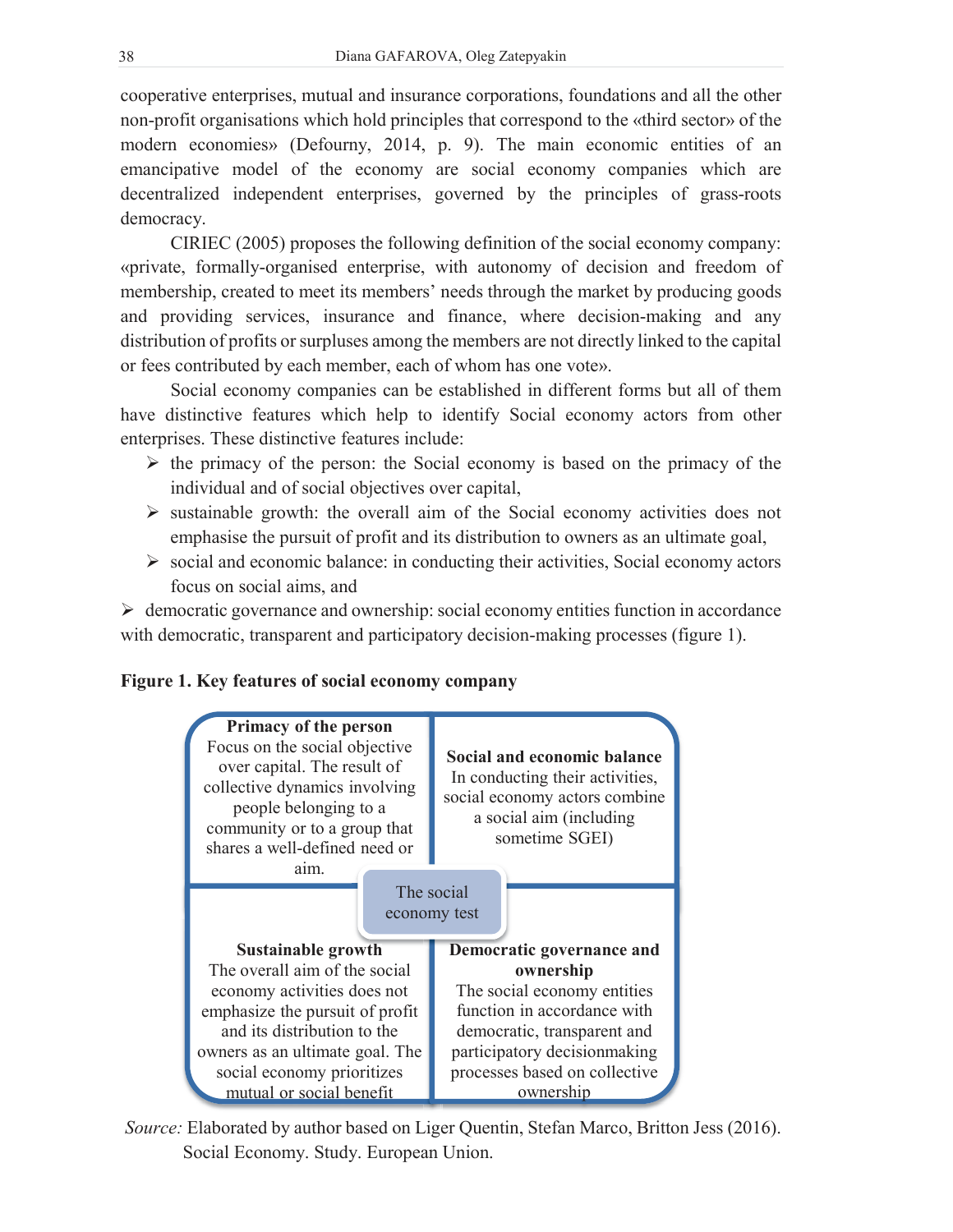cooperative enterprises, mutual and insurance corporations, foundations and all the other non-profit organisations which hold principles that correspond to the «third sector» of the modern economies» (Defourny, 2014, p. 9). The main economic entities of an emancipative model of the economy are social economy companies which are decentralized independent enterprises, governed by the principles of grass-roots democracy.

CIRIEC (2005) proposes the following definition of the social economy company: «private, formally-organised enterprise, with autonomy of decision and freedom of membership, created to meet its members' needs through the market by producing goods and providing services, insurance and finance, where decision-making and any distribution of profits or surpluses among the members are not directly linked to the capital or fees contributed by each member, each of whom has one vote».

Social economy companies can be established in different forms but all of them have distinctive features which help to identify Social economy actors from other enterprises. These distinctive features include:

- the primacy of the person: the Social economy is based on the primacy of the individual and of social objectives over capital,
- sustainable growth: the overall aim of the Social economy activities does not emphasise the pursuit of profit and its distribution to owners as an ultimate goal,
- social and economic balance: in conducting their activities, Social economy actors focus on social aims, and
- democratic governance and ownership: social economy entities function in accordance with democratic, transparent and participatory decision-making processes (figure 1).

**Figure 1. Key features of social economy company**

| **Primacy of the person** Focus on the social objective over capital. The result of collective dynamics involving people belonging to a community or to a group that shares a well-defined need or aim. | **Social and economic balance** In conducting their activities, social economy actors combine a social aim (including sometime SGEI) |
|---|---|
| The social economy test | |
| **Sustainable growth** The overall aim of the social economy activities does not emphasize the pursuit of profit and its distribution to the owners as an ultimate goal. The social economy prioritizes mutual or social benefit | **Democratic governance and ownership** The social economy entities function in accordance with democratic, transparent and participatory decisionmaking processes based on collective ownership |

*Source:* Elaborated by author based on Liger Quentin, Stefan Marco, Britton Jess (2016). Social Economy. Study. European Union.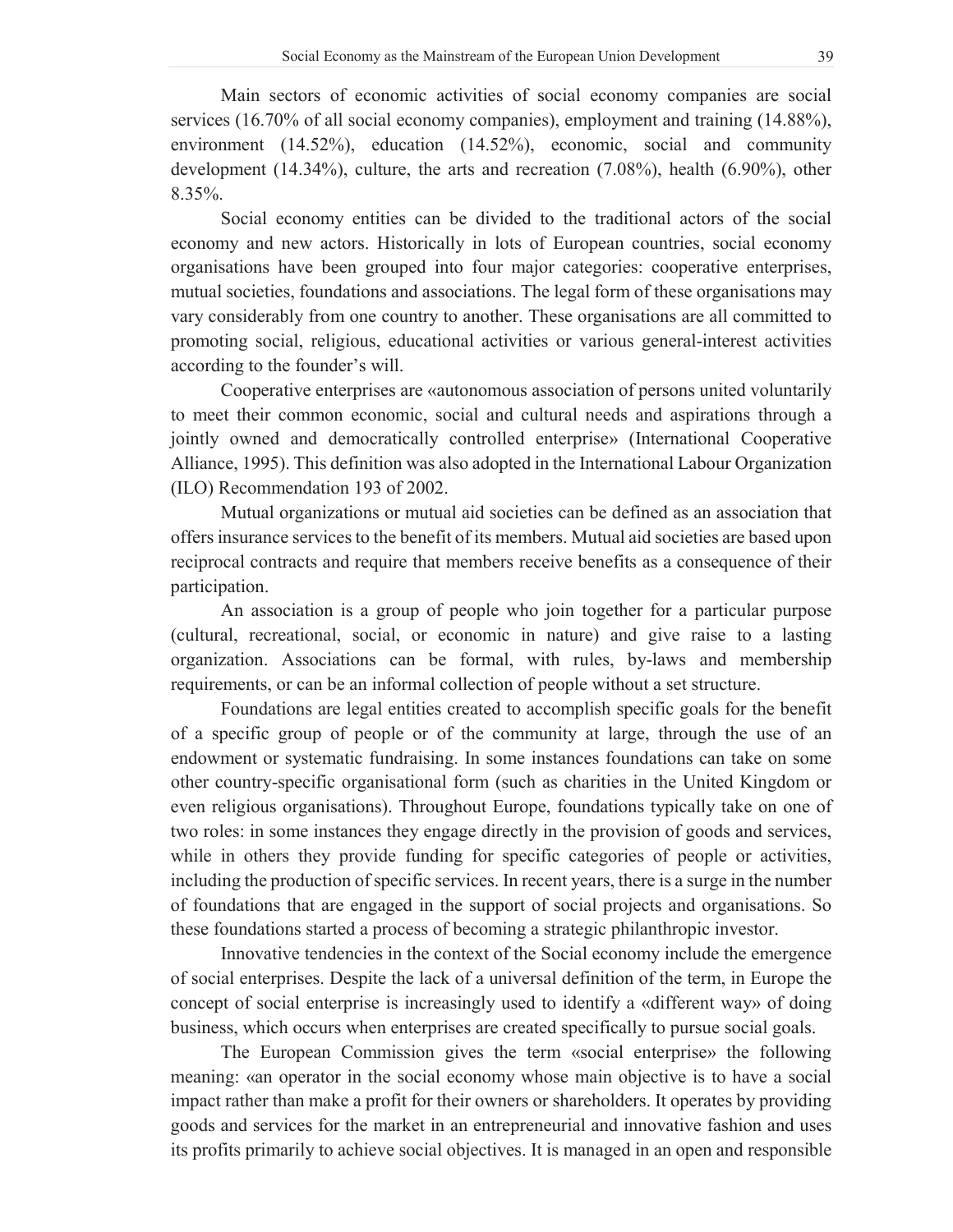Main sectors of economic activities of social economy companies are social services (16.70% of all social economy companies), employment and training (14.88%), environment (14.52%), education (14.52%), economic, social and community development (14.34%), culture, the arts and recreation (7.08%), health (6.90%), other 8.35%.

Social economy entities can be divided to the traditional actors of the social economy and new actors. Historically in lots of European countries, social economy organisations have been grouped into four major categories: cooperative enterprises, mutual societies, foundations and associations. The legal form of these organisations may vary considerably from one country to another. These organisations are all committed to promoting social, religious, educational activities or various general-interest activities according to the founder's will.

Cooperative enterprises are «autonomous association of persons united voluntarily to meet their common economic, social and cultural needs and aspirations through a jointly owned and democratically controlled enterprise» (International Cooperative Alliance, 1995). This definition was also adopted in the International Labour Organization (ILO) Recommendation 193 of 2002.

Mutual organizations or mutual aid societies can be defined as an association that offers insurance services to the benefit of its members. Mutual aid societies are based upon reciprocal contracts and require that members receive benefits as a consequence of their participation.

An association is a group of people who join together for a particular purpose (cultural, recreational, social, or economic in nature) and give raise to a lasting organization. Associations can be formal, with rules, by-laws and membership requirements, or can be an informal collection of people without a set structure.

Foundations are legal entities created to accomplish specific goals for the benefit of a specific group of people or of the community at large, through the use of an endowment or systematic fundraising. In some instances foundations can take on some other country-specific organisational form (such as charities in the United Kingdom or even religious organisations). Throughout Europe, foundations typically take on one of two roles: in some instances they engage directly in the provision of goods and services, while in others they provide funding for specific categories of people or activities, including the production of specific services. In recent years, there is a surge in the number of foundations that are engaged in the support of social projects and organisations. So these foundations started a process of becoming a strategic philanthropic investor.

Innovative tendencies in the context of the Social economy include the emergence of social enterprises. Despite the lack of a universal definition of the term, in Europe the concept of social enterprise is increasingly used to identify a «different way» of doing business, which occurs when enterprises are created specifically to pursue social goals.

The European Commission gives the term «social enterprise» the following meaning: «an operator in the social economy whose main objective is to have a social impact rather than make a profit for their owners or shareholders. It operates by providing goods and services for the market in an entrepreneurial and innovative fashion and uses its profits primarily to achieve social objectives. It is managed in an open and responsible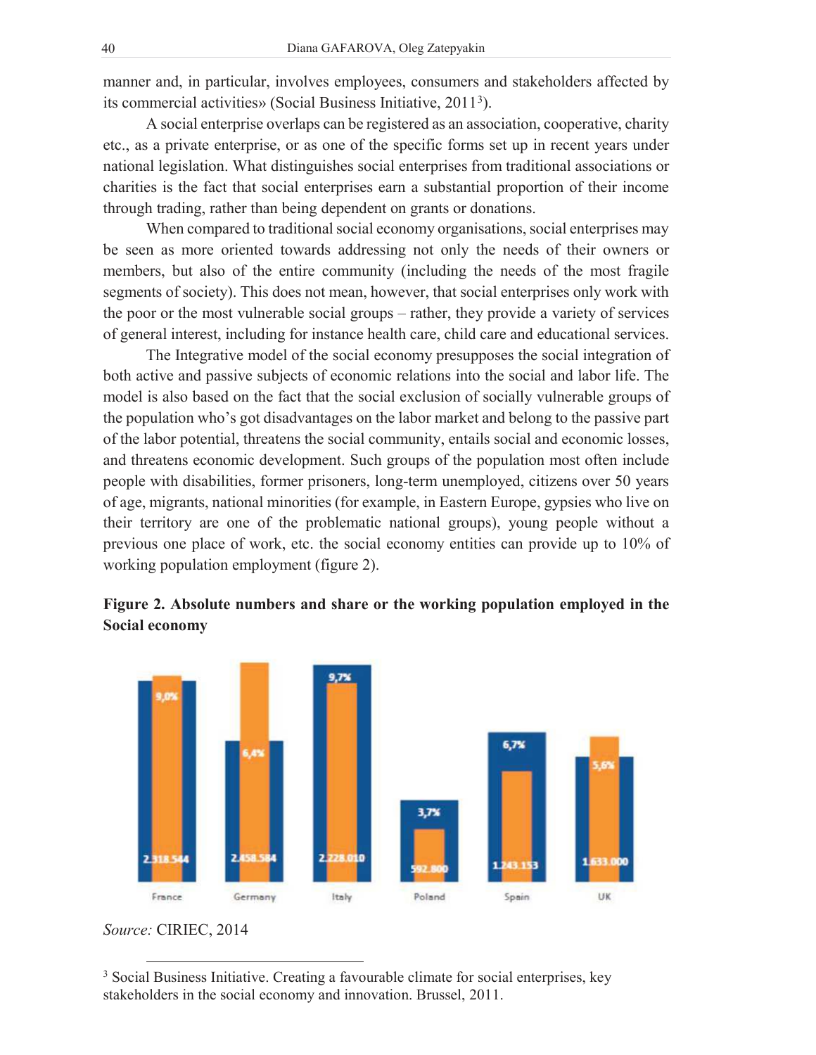manner and, in particular, involves employees, consumers and stakeholders affected by its commercial activities» (Social Business Initiative, 2011[3]).

A social enterprise overlaps can be registered as an association, cooperative, charity etc., as a private enterprise, or as one of the specific forms set up in recent years under national legislation. What distinguishes social enterprises from traditional associations or charities is the fact that social enterprises earn a substantial proportion of their income through trading, rather than being dependent on grants or donations.

When compared to traditional social economy organisations, social enterprises may be seen as more oriented towards addressing not only the needs of their owners or members, but also of the entire community (including the needs of the most fragile segments of society). This does not mean, however, that social enterprises only work with the poor or the most vulnerable social groups – rather, they provide a variety of services of general interest, including for instance health care, child care and educational services.

The Integrative model of the social economy presupposes the social integration of both active and passive subjects of economic relations into the social and labor life. The model is also based on the fact that the social exclusion of socially vulnerable groups of the population who's got disadvantages on the labor market and belong to the passive part of the labor potential, threatens the social community, entails social and economic losses, and threatens economic development. Such groups of the population most often include people with disabilities, former prisoners, long-term unemployed, citizens over 50 years of age, migrants, national minorities (for example, in Eastern Europe, gypsies who live on their territory are one of the problematic national groups), young people without a previous one place of work, etc. the social economy entities can provide up to 10% of working population employment (figure 2).

**Figure 2. Absolute numbers and share or the working population employed in the Social economy**

| | France | Germany | Italy | Poland | Spain | UK |
|---|---|---|---|---|---|---|
| Share | 9,0% | 6,4% | 9,7% | 3,7% | 6,7% | 5,6% |
| Absolute numbers | 2.318.544 | 2.458.584 | 2.228.010 | 592.800 | 1.243.153 | 1.633.000 |

*Source:* CIRIEC, 2014

[3] Social Business Initiative. Creating a favourable climate for social enterprises, key stakeholders in the social economy and innovation. Brussel, 2011.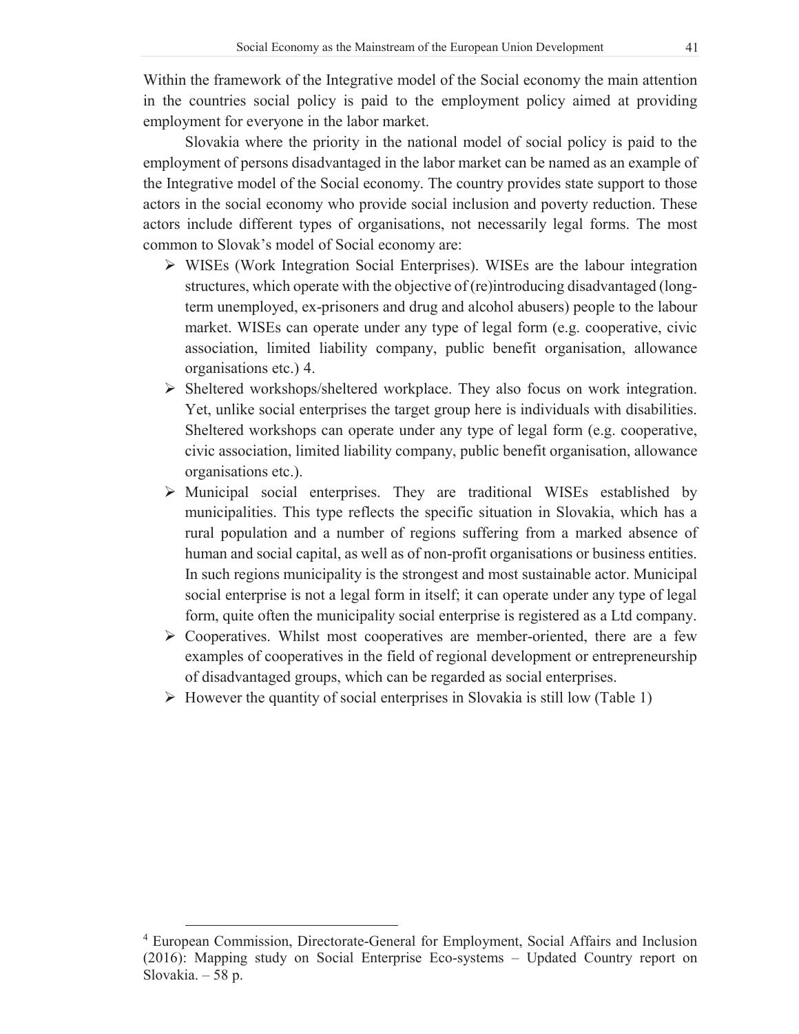Within the framework of the Integrative model of the Social economy the main attention in the countries social policy is paid to the employment policy aimed at providing employment for everyone in the labor market.

Slovakia where the priority in the national model of social policy is paid to the employment of persons disadvantaged in the labor market can be named as an example of the Integrative model of the Social economy. The country provides state support to those actors in the social economy who provide social inclusion and poverty reduction. These actors include different types of organisations, not necessarily legal forms. The most common to Slovak's model of Social economy are:

- WISEs (Work Integration Social Enterprises). WISEs are the labour integration structures, which operate with the objective of (re)introducing disadvantaged (long-term unemployed, ex-prisoners and drug and alcohol abusers) people to the labour market. WISEs can operate under any type of legal form (e.g. cooperative, civic association, limited liability company, public benefit organisation, allowance organisations etc.) 4.
- Sheltered workshops/sheltered workplace. They also focus on work integration. Yet, unlike social enterprises the target group here is individuals with disabilities. Sheltered workshops can operate under any type of legal form (e.g. cooperative, civic association, limited liability company, public benefit organisation, allowance organisations etc.).
- Municipal social enterprises. They are traditional WISEs established by municipalities. This type reflects the specific situation in Slovakia, which has a rural population and a number of regions suffering from a marked absence of human and social capital, as well as of non-profit organisations or business entities. In such regions municipality is the strongest and most sustainable actor. Municipal social enterprise is not a legal form in itself; it can operate under any type of legal form, quite often the municipality social enterprise is registered as a Ltd company.
- Cooperatives. Whilst most cooperatives are member-oriented, there are a few examples of cooperatives in the field of regional development or entrepreneurship of disadvantaged groups, which can be regarded as social enterprises.
- However the quantity of social enterprises in Slovakia is still low (Table 1)

---

[4] European Commission, Directorate-General for Employment, Social Affairs and Inclusion (2016): Mapping study on Social Enterprise Eco-systems – Updated Country report on Slovakia. – 58 p.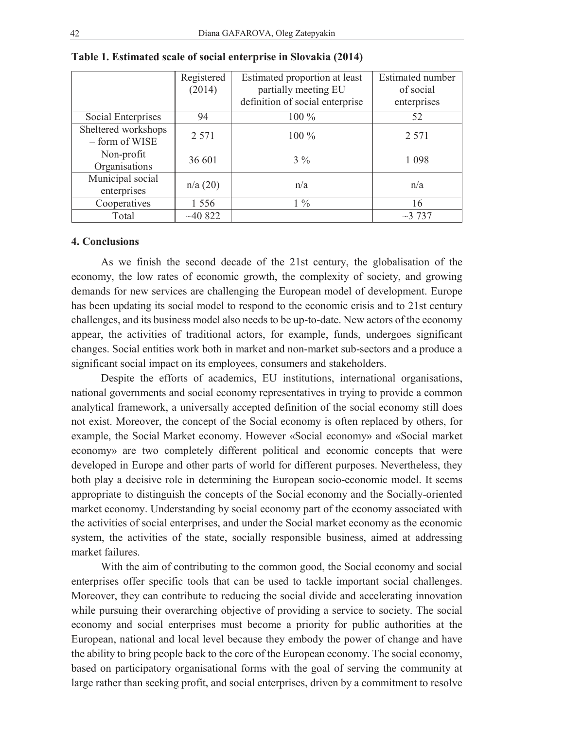**Table 1. Estimated scale of social enterprise in Slovakia (2014)**

| | Registered (2014) | Estimated proportion at least partially meeting EU definition of social enterprise | Estimated number of social enterprises |
|---|---|---|---|
| Social Enterprises | 94 | 100 % | 52 |
| Sheltered workshops – form of WISE | 2 571 | 100 % | 2 571 |
| Non-profit Organisations | 36 601 | 3 % | 1 098 |
| Municipal social enterprises | n/a (20) | n/a | n/a |
| Cooperatives | 1 556 | 1 % | 16 |
| Total | ~40 822 | | ~3 737 |

## 4. Conclusions

As we finish the second decade of the 21st century, the globalisation of the economy, the low rates of economic growth, the complexity of society, and growing demands for new services are challenging the European model of development. Europe has been updating its social model to respond to the economic crisis and to 21st century challenges, and its business model also needs to be up-to-date. New actors of the economy appear, the activities of traditional actors, for example, funds, undergoes significant changes. Social entities work both in market and non-market sub-sectors and a produce a significant social impact on its employees, consumers and stakeholders.

Despite the efforts of academics, EU institutions, international organisations, national governments and social economy representatives in trying to provide a common analytical framework, a universally accepted definition of the social economy still does not exist. Moreover, the concept of the Social economy is often replaced by others, for example, the Social Market economy. However «Social economy» and «Social market economy» are two completely different political and economic concepts that were developed in Europe and other parts of world for different purposes. Nevertheless, they both play a decisive role in determining the European socio-economic model. It seems appropriate to distinguish the concepts of the Social economy and the Socially-oriented market economy. Understanding by social economy part of the economy associated with the activities of social enterprises, and under the Social market economy as the economic system, the activities of the state, socially responsible business, aimed at addressing market failures.

With the aim of contributing to the common good, the Social economy and social enterprises offer specific tools that can be used to tackle important social challenges. Moreover, they can contribute to reducing the social divide and accelerating innovation while pursuing their overarching objective of providing a service to society. The social economy and social enterprises must become a priority for public authorities at the European, national and local level because they embody the power of change and have the ability to bring people back to the core of the European economy. The social economy, based on participatory organisational forms with the goal of serving the community at large rather than seeking profit, and social enterprises, driven by a commitment to resolve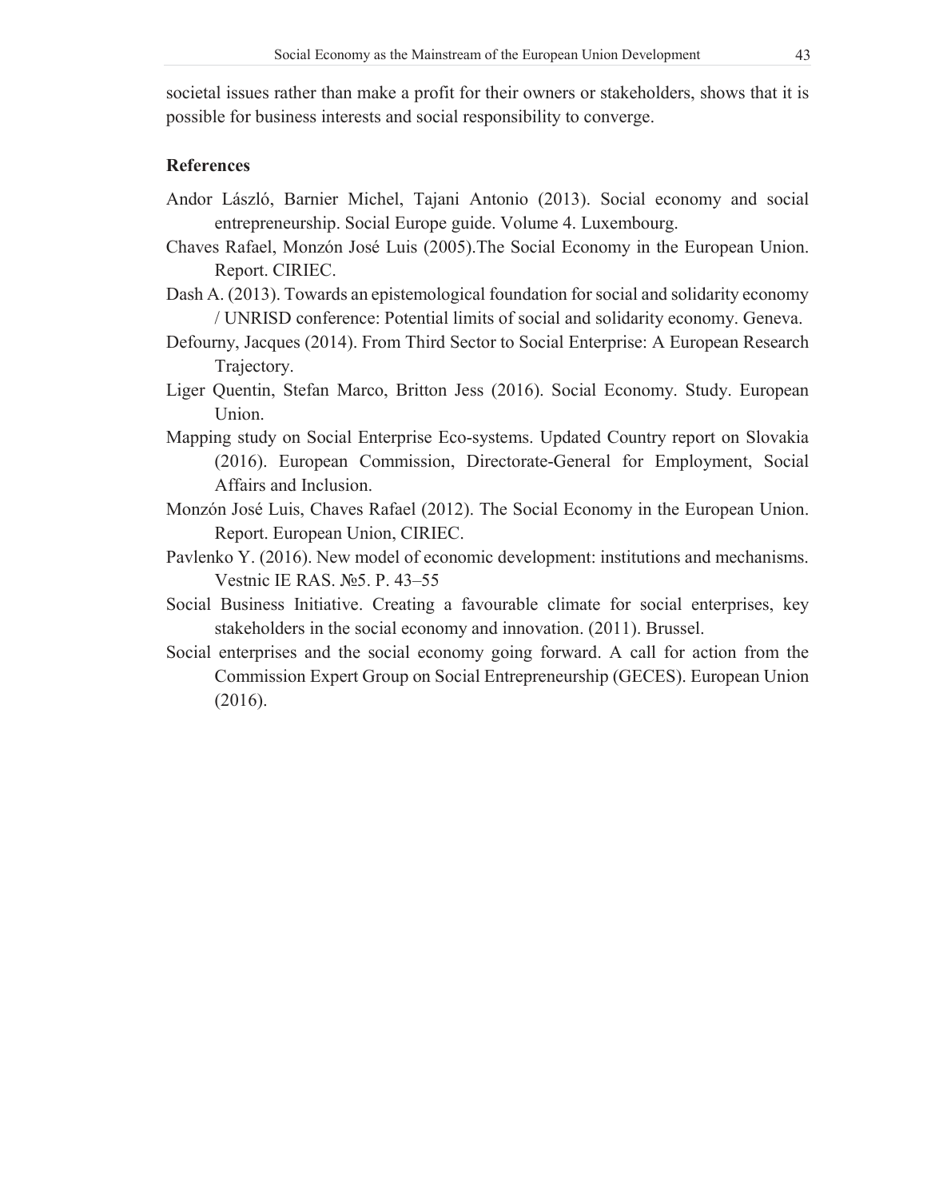societal issues rather than make a profit for their owners or stakeholders, shows that it is possible for business interests and social responsibility to converge.

## References

Andor László, Barnier Michel, Tajani Antonio (2013). Social economy and social entrepreneurship. Social Europe guide. Volume 4. Luxembourg.

Chaves Rafael, Monzón José Luis (2005).The Social Economy in the European Union. Report. CIRIEC.

Dash A. (2013). Towards an epistemological foundation for social and solidarity economy / UNRISD conference: Potential limits of social and solidarity economy. Geneva.

Defourny, Jacques (2014). From Third Sector to Social Enterprise: A European Research Trajectory.

Liger Quentin, Stefan Marco, Britton Jess (2016). Social Economy. Study. European Union.

Mapping study on Social Enterprise Eco-systems. Updated Country report on Slovakia (2016). European Commission, Directorate-General for Employment, Social Affairs and Inclusion.

Monzón José Luis, Chaves Rafael (2012). The Social Economy in the European Union. Report. European Union, CIRIEC.

Pavlenko Y. (2016). New model of economic development: institutions and mechanisms. Vestnic IE RAS. №5. P. 43–55

Social Business Initiative. Creating a favourable climate for social enterprises, key stakeholders in the social economy and innovation. (2011). Brussel.

Social enterprises and the social economy going forward. A call for action from the Commission Expert Group on Social Entrepreneurship (GECES). European Union (2016).